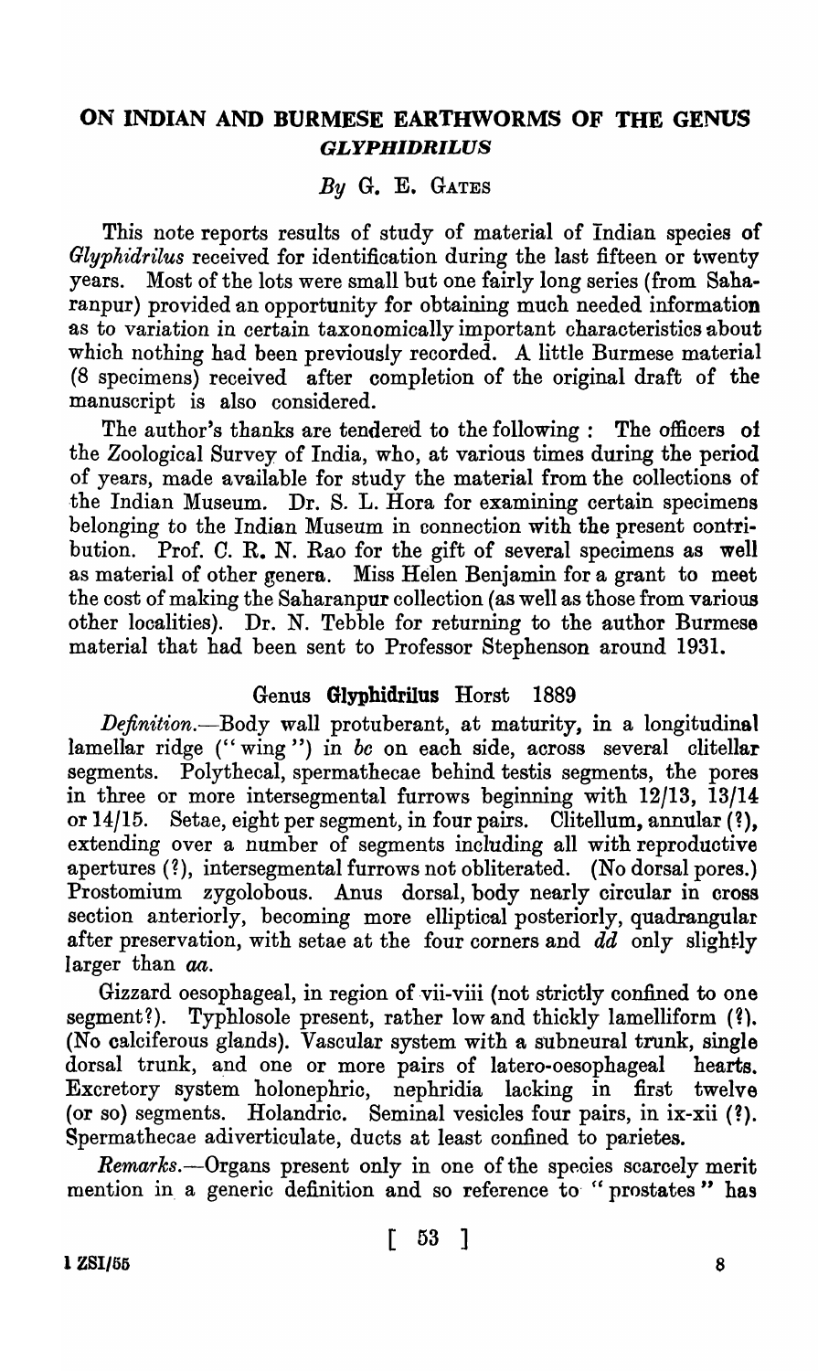# ON INDIAN AND BURMESE EARTHWORMS OF THE GENUS *GLYPHIDRILUS*

*By* G. E. GATES

This note reports results of study of material of Indian species of *Glyphidrilus* received for identification during the last fifteen or twenty years. Most of the lots were small but one fairly long series (from Saharanpur) provided an opportunity for obtaining much needed information as to variation in certain taxonomically important characteristics about which nothing had been previously recorded. A little Burmese material (8 specimens) received after completion of the original draft of the manuscript is also considered.

The author's thanks are tendered to the following : The officers of the Zoological Survey of India, who, at various times during the period of years, made available for study the material from the collections of the Indian Museum. Dr. S. L. Hora for examining certain specimens belonging to the Indian Museum in connection with the present contribution. Prof. C. R. N. Rao for the gift of several specimens as well as material of other genera. Miss Helen Benjamin for a grant to meet the cost of making the Saharanpur collection (as well as those from various other localities). Dr. N. Tebble for returning to the author Burmese material that had been sent to Professor Stephenson around 1931.

## Genus **Glyphidrilus** Horst 1889

*Definition.*—Body wall protuberant, at maturity, in a longitudinal lamellar ridge ("wing") in *bc* on each side, across several clitellar segments. Polythecal, spermathecae behind testis segments, the pores in three or more intersegmental furrows beginning with 12/13, 13/14 or 14/15. Setae, eight per segment, in four pairs. Clitellum, annular (?), extending over a number of segments including all with reproductive apertures (?), intersegmental furrows not obliterated. (No dorsal pores.) Prostomium zygolobous. Anus dorsal, body nearly circular in cross section anteriorly, becoming more elliptical posteriorly, quadrangular after preservation, with setae at the four corners and *dd* only slightly larger than *aa*.

Gizzard oesophageal, in region of vii-viii (not strictly confined to one segment?). Typhlosole present, rather low and thickly lamelliform (?). (No calciferous glands). Vascular system with a subneural trunk, single dorsal trunk, and one or more pairs of latero-oesophageal hearts. Excretory system holonephric, nephridia lacking in first twelve (or so) segments. Holandric. Seminal vesicles four pairs, in ix-xii (?). Spermathecae adiverticulate, ducts at least confined to parietes.

*Remarks.*—Organs present only in one of the species scarcely merit mention in a generic definition and so reference to "prostates" has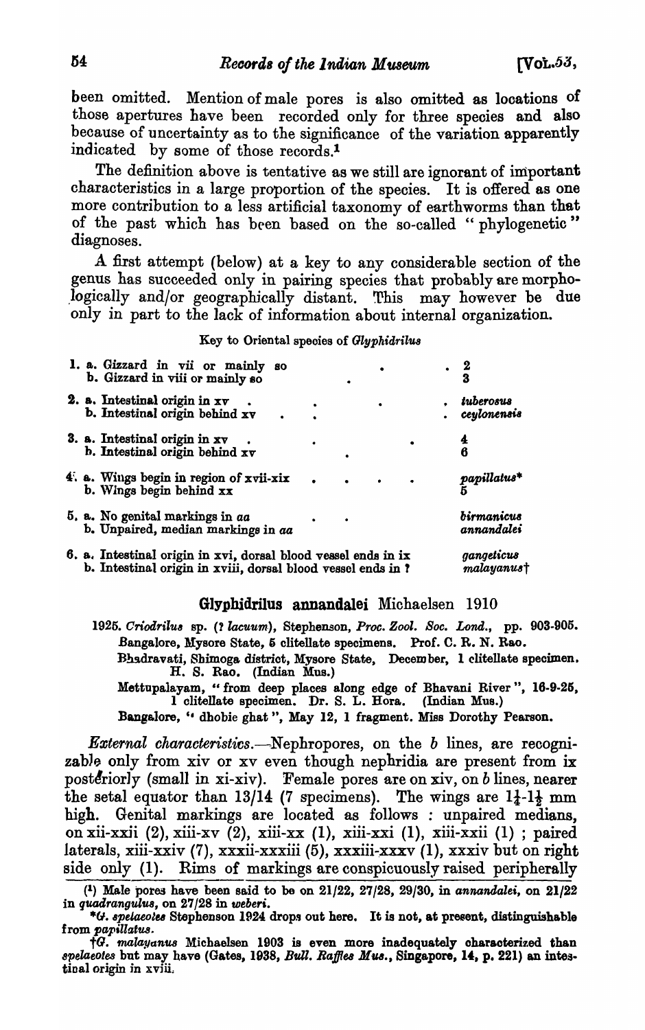been omitted. Mention of male pores is also omitted as locations of those apertures have been recorded only for three species and also because of uncertainty as to the significance of the variation apparently indicated by some of those records.[1]

The definition above is tentative as we still are ignorant of important characteristics in a large proportion of the species. It is offered as one more contribution to a less artificial taxonomy of earthworms than that of the past which has been based on the so-called "phylogenetic" diagnoses.

A first attempt (below) at a key to any considerable section of the genus has succeeded only in pairing species that probably are morphologically and/or geographically distant. This may however be due only in part to the lack of information about internal organization.

Key to Oriental species of *Glyphidrilus*

| | |
|---|---|
| 1. a. Gizzard in vii or mainly so | 2 |
| b. Gizzard in viii or mainly so | 3 |
| 2. a. Intestinal origin in xv | *tuberosus* |
| b. Intestinal origin behind xv | *ceylonensis* |
| 3. a. Intestinal origin in xv | 4 |
| b. Intestinal origin behind xv | 6 |
| 4. a. Wings begin in region of xvii-xix | *papillatus** |
| b. Wings begin behind xx | 5 |
| 5. a. No genital markings in *aa* | *birmanicus* |
| b. Unpaired, median markings in *aa* | *annandalei* |
| 6. a. Intestinal origin in xvi, dorsal blood vessel ends in ix | *gangeticus* |
| b. Intestinal origin in xviii, dorsal blood vessel ends in ? | *malayanus*† |

## Glyphidrilus annandalei Michaelsen 1910

1925. *Criodrilus* sp. (? *lacuum*), Stephenson, *Proc. Zool. Soc. Lond.*, pp. 903-905.

Bangalore, Mysore State, 5 clitellate specimens. Prof. C. R. N. Rao.

Bhadravati, Shimoga district, Mysore State, December, 1 clitellate specimen. H. S. Rao. (Indian Mus.)

Mettupalayam, "from deep places along edge of Bhavani River", 16-9-25, 1 clitellate specimen. Dr. S. L. Hora. (Indian Mus.)

Bangalore, "dhobie ghat", May 12, 1 fragment. Miss Dorothy Pearson.

*External characteristics.*—Nephropores, on the *b* lines, are recognizable only from xiv or xv even though nephridia are present from ix posteriorly (small in xi-xiv). Female pores are on xiv, on *b* lines, nearer the setal equator than 13/14 (7 specimens). The wings are $1\frac{1}{4}$-$1\frac{1}{2}$ mm high. Genital markings are located as follows : unpaired medians, on xii-xxii (2), xiii-xv (2), xiii-xx (1), xiii-xxi (1), xiii-xxii (1) ; paired laterals, xiii-xxiv (7), xxxii-xxxiii (5), xxxiii-xxxv (1), xxxiv but on right side only (1). Rims of markings are conspicuously raised peripherally

[1] Male pores have been said to be on 21/22, 27/28, 29/30, in *annandalei*, on 21/22 in *quadrangulus*, on 27/28 in *weberi*.

\* *G. spelaeotes* Stephenson 1924 drops out here. It is not, at present, distinguishable from *papillatus*.

† *G. malayanus* Michaelsen 1903 is even more inadequately characterized than *spelaeotes* but may have (Gates, 1938, *Bull. Raffles Mus.*, Singapore, 14, p. 221) an intestinal origin in xviii.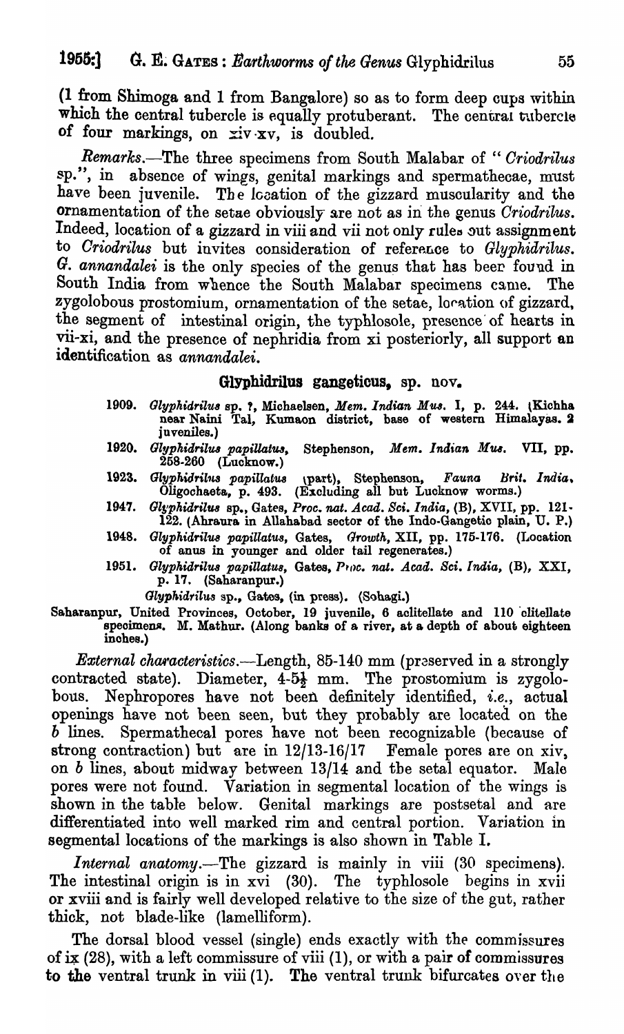(1 from Shimoga and 1 from Bangalore) so as to form deep cups within which the central tubercle is equally protuberant. The central tubercle of four markings, on xiv-xv, is doubled.

*Remarks.*—The three specimens from South Malabar of "*Criodrilus* sp.", in absence of wings, genital markings and spermathecae, must have been juvenile. The location of the gizzard muscularity and the ornamentation of the setae obviously are not as in the genus *Criodrilus*. Indeed, location of a gizzard in viii and vii not only rules out assignment to *Criodrilus* but invites consideration of reference to *Glyphidrilus*. *G. annandalei* is the only species of the genus that has been found in South India from whence the South Malabar specimens came. The zygolobous prostomium, ornamentation of the setae, location of gizzard, the segment of intestinal origin, the typhlosole, presence of hearts in vii-xi, and the presence of nephridia from xi posteriorly, all support an identification as *annandalei*.

## Glyphidrilus gangeticus, sp. nov.

- 1909. *Glyphidrilus* sp. ?, Michaelsen, *Mem. Indian Mus.* I, p. 244. (Kichha near Naini Tal, Kumaon district, base of western Himalayas. 2 juveniles.)
- 1920. *Glyphidrilus papillatus*, Stephenson, *Mem. Indian Mus.* VII, pp. 258-260 (Lucknow.)
- 1923. *Glyphidrilus papillatus* (part), Stephenson, *Fauna Brit. India*, Oligochaeta, p. 493. (Excluding all but Lucknow worms.)
- 1947. *Glyphidrilus* sp., Gates, *Proc. nat. Acad. Sci. India*, (B), XVII, pp. 121-122. (Ahraura in Allahabad sector of the Indo-Gangetic plain, U. P.)
- 1948. *Glyphidrilus papillatus*, Gates, *Growth*, XII, pp. 175-176. (Location of anus in younger and older tail regenerates.)
- 1951. *Glyphidrilus papillatus*, Gates, *Proc. nat. Acad. Sci. India*, (B), XXI, p. 17. (Saharanpur.)

  *Glyphidrilus* sp., Gates, (in press). (Sohagi.)

Saharanpur, United Provinces, October, 19 juvenile, 6 aclitellate and 110 clitellate specimens. M. Mathur. (Along banks of a river, at a depth of about eighteen inches.)

*External characteristics.*—Length, 85-140 mm (preserved in a strongly contracted state). Diameter, 4-5½ mm. The prostomium is zygolobous. Nephropores have not been definitely identified, *i.e.*, actual openings have not been seen, but they probably are located on the *b* lines. Spermathecal pores have not been recognizable (because of strong contraction) but are in 12/13-16/17 Female pores are on xiv, on *b* lines, about midway between 13/14 and the setal equator. Male pores were not found. Variation in segmental location of the wings is shown in the table below. Genital markings are postsetal and are differentiated into well marked rim and central portion. Variation in segmental locations of the markings is also shown in Table I.

*Internal anatomy.*—The gizzard is mainly in viii (30 specimens). The intestinal origin is in xvi (30). The typhlosole begins in xvii or xviii and is fairly well developed relative to the size of the gut, rather thick, not blade-like (lamelliform).

The dorsal blood vessel (single) ends exactly with the commissures of ix (28), with a left commissure of viii (1), or with a pair of commissures to the ventral trunk in viii (1). The ventral trunk bifurcates over the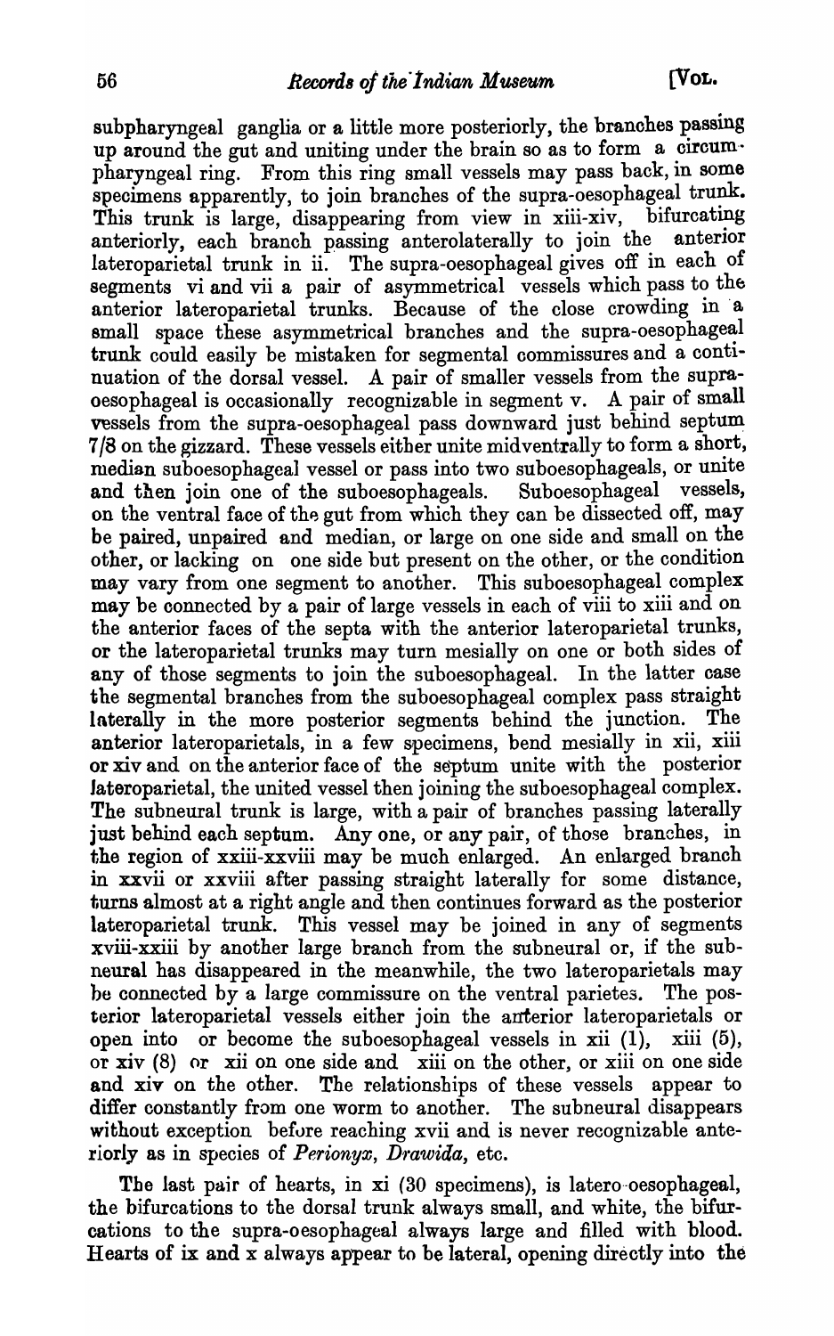subpharyngeal ganglia or a little more posteriorly, the branches passing up around the gut and uniting under the brain so as to form a circumpharyngeal ring. From this ring small vessels may pass back, in some specimens apparently, to join branches of the supra-oesophageal trunk. This trunk is large, disappearing from view in xiii-xiv, bifurcating anteriorly, each branch passing anterolaterally to join the anterior lateroparietal trunk in ii. The supra-oesophageal gives off in each of segments vi and vii a pair of asymmetrical vessels which pass to the anterior lateroparietal trunks. Because of the close crowding in a small space these asymmetrical branches and the supra-oesophageal trunk could easily be mistaken for segmental commissures and a continuation of the dorsal vessel. A pair of smaller vessels from the supra-oesophageal is occasionally recognizable in segment v. A pair of small vessels from the supra-oesophageal pass downward just behind septum 7/8 on the gizzard. These vessels either unite midventrally to form a short, median suboesophageal vessel or pass into two suboesophageals, or unite and then join one of the suboesophageals. Suboesophageal vessels, on the ventral face of the gut from which they can be dissected off, may be paired, unpaired and median, or large on one side and small on the other, or lacking on one side but present on the other, or the condition may vary from one segment to another. This suboesophageal complex may be connected by a pair of large vessels in each of viii to xiii and on the anterior faces of the septa with the anterior lateroparietal trunks, or the lateroparietal trunks may turn mesially on one or both sides of any of those segments to join the suboesophageal. In the latter case the segmental branches from the suboesophageal complex pass straight laterally in the more posterior segments behind the junction. The anterior lateroparietals, in a few specimens, bend mesially in xii, xiii or xiv and on the anterior face of the septum unite with the posterior lateroparietal, the united vessel then joining the suboesophageal complex. The subneural trunk is large, with a pair of branches passing laterally just behind each septum. Any one, or any pair, of those branches, in the region of xxiii-xxviii may be much enlarged. An enlarged branch in xxvii or xxviii after passing straight laterally for some distance, turns almost at a right angle and then continues forward as the posterior lateroparietal trunk. This vessel may be joined in any of segments xviii-xxiii by another large branch from the subneural or, if the subneural has disappeared in the meanwhile, the two lateroparietals may be connected by a large commissure on the ventral parietes. The posterior lateroparietal vessels either join the anterior lateroparietals or open into or become the suboesophageal vessels in xii (1), xiii (5), or xiv (8) or xii on one side and xiii on the other, or xiii on one side and xiv on the other. The relationships of these vessels appear to differ constantly from one worm to another. The subneural disappears without exception before reaching xvii and is never recognizable anteriorly as in species of *Perionyx*, *Drawida*, etc.

The last pair of hearts, in xi (30 specimens), is latero-oesophageal, the bifurcations to the dorsal trunk always small, and white, the bifurcations to the supra-oesophageal always large and filled with blood. Hearts of ix and x always appear to be lateral, opening directly into the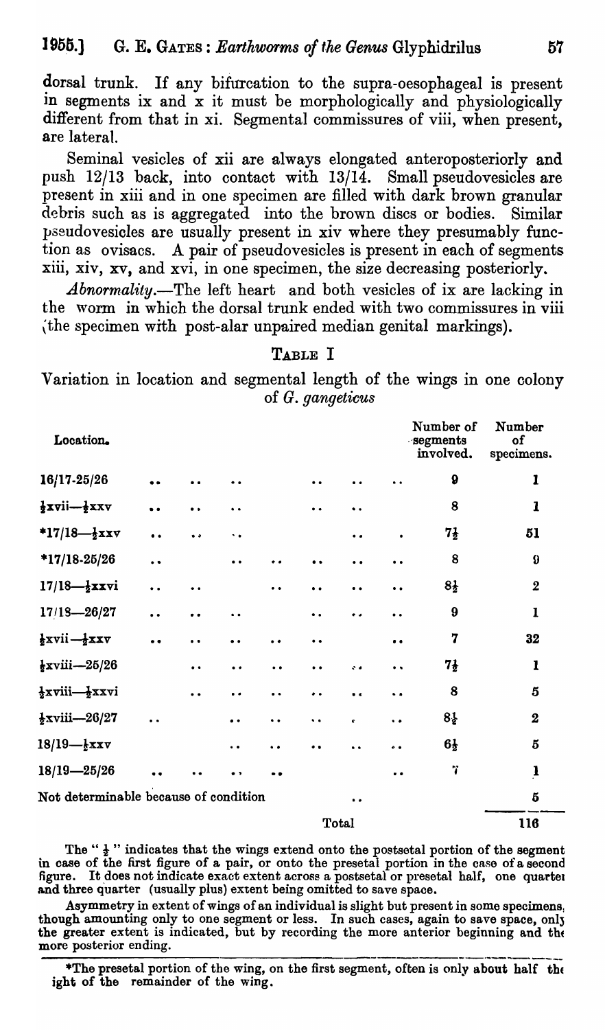dorsal trunk. If any bifurcation to the supra-oesophageal is present in segments ix and x it must be morphologically and physiologically different from that in xi. Segmental commissures of viii, when present, are lateral.

Seminal vesicles of xii are always elongated anteroposteriorly and push 12/13 back, into contact with 13/14. Small pseudovesicles are present in xiii and in one specimen are filled with dark brown granular debris such as is aggregated into the brown discs or bodies. Similar pseudovesicles are usually present in xiv where they presumably function as ovisacs. A pair of pseudovesicles is present in each of segments xiii, xiv, xv, and xvi, in one specimen, the size decreasing posteriorly.

*Abnormality*.—The left heart and both vesicles of ix are lacking in the worm in which the dorsal trunk ended with two commissures in viii (the specimen with post-alar unpaired median genital markings).

TABLE I

Variation in location and segmental length of the wings in one colony of *G. gangeticus*

| Location. | Number of segments involved. | Number of specimens. |
|---|---|---|
| 16/17-25/26 | 9 | 1 |
| ½xvii—½xxv | 8 | 1 |
| *17/18—½xxv | 7½ | 51 |
| *17/18-25/26 | 8 | 9 |
| 17/18—½xxvi | 8½ | 2 |
| 17/18—26/27 | 9 | 1 |
| ½xvii—½xxv | 7 | 32 |
| ½xviii—25/26 | 7½ | 1 |
| ½xviii—½xxvi | 8 | 5 |
| ½xviii—26/27 | 8½ | 2 |
| 18/19—½xxv | 6½ | 5 |
| 18/19—25/26 | 7 | 1 |
| Not determinable because of condition | | 5 |
| Total | | 116 |

The "½" indicates that the wings extend onto the postsetal portion of the segment in case of the first figure of a pair, or onto the presetal portion in the case of a second figure. It does not indicate exact extent across a postsetal or presetal half, one quarter and three quarter (usually plus) extent being omitted to save space.

Asymmetry in extent of wings of an individual is slight but present in some specimens, though amounting only to one segment or less. In such cases, again to save space, only the greater extent is indicated, but by recording the more anterior beginning and the more posterior ending.

*The presetal portion of the wing, on the first segment, often is only about half the ight of the remainder of the wing.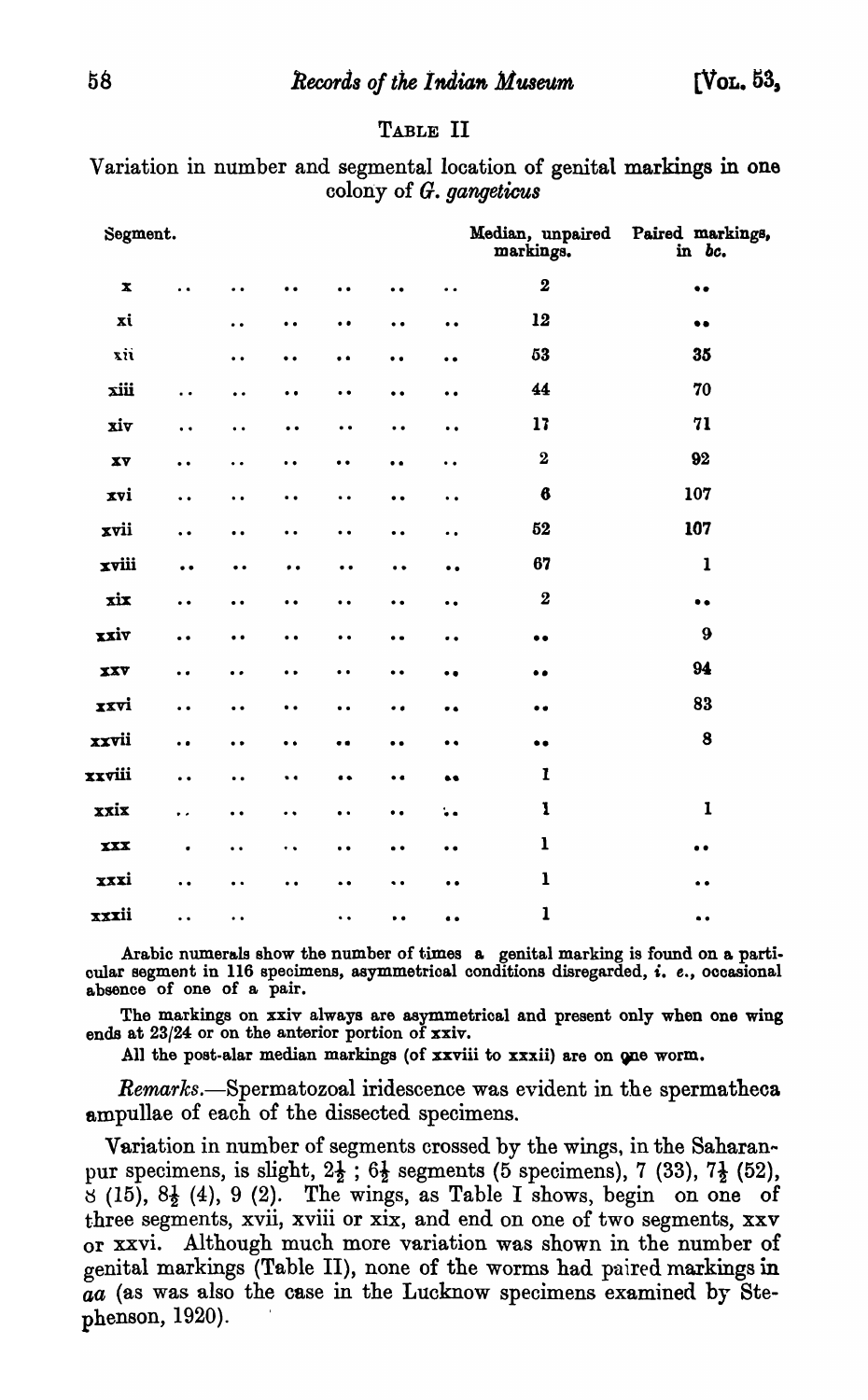## TABLE II

Variation in number and segmental location of genital markings in one colony of *G. gangeticus*

| Segment. | Median, unpaired markings. | Paired markings, in *bc*. |
|---|---|---|
| x | 2 | .. |
| xi | 12 | .. |
| xii | 53 | 35 |
| xiii | 44 | 70 |
| xiv | 17 | 71 |
| xv | 2 | 92 |
| xvi | 6 | 107 |
| xvii | 52 | 107 |
| xviii | 67 | 1 |
| xix | 2 | .. |
| xxiv | .. | 9 |
| xxv | .. | 94 |
| xxvi | .. | 83 |
| xxvii | .. | 8 |
| xxviii | 1 | |
| xxix | 1 | 1 |
| xxx | 1 | .. |
| xxxi | 1 | .. |
| xxxii | 1 | .. |

Arabic numerals show the number of times a genital marking is found on a particular segment in 116 specimens, asymmetrical conditions disregarded, *i. e.*, occasional absence of one of a pair.

The markings on xxiv always are asymmetrical and present only when one wing ends at 23/24 or on the anterior portion of xxiv.

All the post-alar median markings (of xxviii to xxxii) are on one worm.

*Remarks.*—Spermatozoal iridescence was evident in the spermatheca ampullae of each of the dissected specimens.

Variation in number of segments crossed by the wings, in the Saharanpur specimens, is slight, $2\frac{1}{2}$ ; $6\frac{1}{2}$ segments (5 specimens), 7 (33), $7\frac{1}{2}$ (52), 8 (15), $8\frac{1}{2}$ (4), 9 (2). The wings, as Table I shows, begin on one of three segments, xvii, xviii or xix, and end on one of two segments, xxv or xxvi. Although much more variation was shown in the number of genital markings (Table II), none of the worms had paired markings in *aa* (as was also the case in the Lucknow specimens examined by Stephenson, 1920).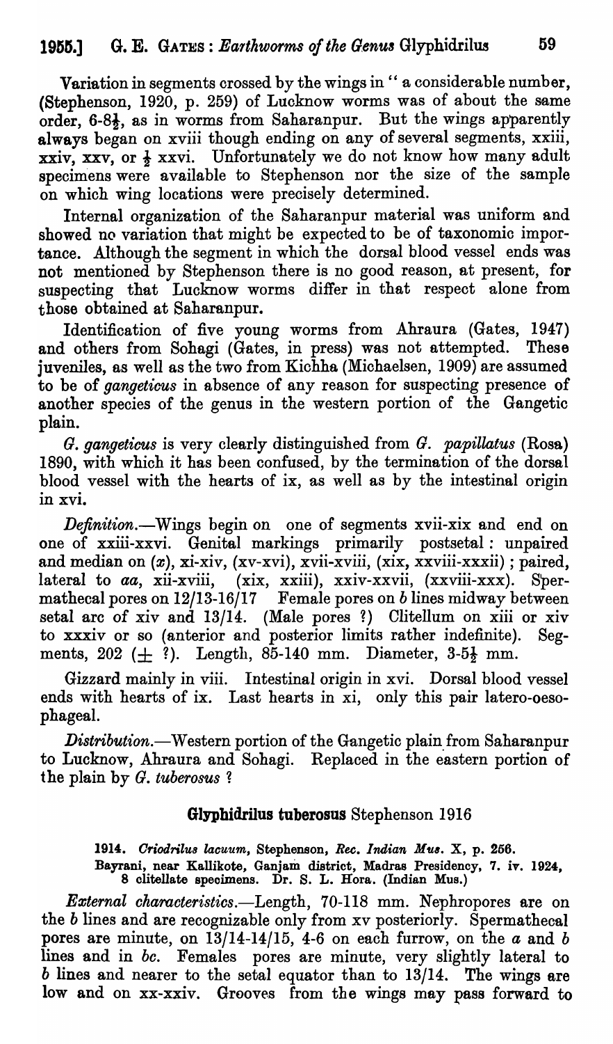Variation in segments crossed by the wings in " a considerable number, (Stephenson, 1920, p. 259) of Lucknow worms was of about the same order, 6-8½, as in worms from Saharanpur. But the wings apparently always began on xviii though ending on any of several segments, xxiii, xxiv, xxv, or ½ xxvi. Unfortunately we do not know how many adult specimens were available to Stephenson nor the size of the sample on which wing locations were precisely determined.

Internal organization of the Saharanpur material was uniform and showed no variation that might be expected to be of taxonomic importance. Although the segment in which the dorsal blood vessel ends was not mentioned by Stephenson there is no good reason, at present, for suspecting that Lucknow worms differ in that respect alone from those obtained at Saharanpur.

Identification of five young worms from Ahraura (Gates, 1947) and others from Sohagi (Gates, in press) was not attempted. These juveniles, as well as the two from Kichha (Michaelsen, 1909) are assumed to be of *gangeticus* in absence of any reason for suspecting presence of another species of the genus in the western portion of the Gangetic plain.

*G. gangeticus* is very clearly distinguished from *G. papillatus* (Rosa) 1890, with which it has been confused, by the termination of the dorsal blood vessel with the hearts of ix, as well as by the intestinal origin in xvi.

*Definition*.—Wings begin on one of segments xvii-xix and end on one of xxiii-xxvi. Genital markings primarily postsetal: unpaired and median on (x), xi-xiv, (xv-xvi), xvii-xviii, (xix, xxviii-xxxii); paired, lateral to *aa*, xii-xviii, (xix, xxiii), xxiv-xxvii, (xxviii-xxx). Spermathecal pores on 12/13-16/17 Female pores on *b* lines midway between setal arc of xiv and 13/14. (Male pores ?) Clitellum on xiii or xiv to xxxiv or so (anterior and posterior limits rather indefinite). Segments, 202 (± ?). Length, 85-140 mm. Diameter, 3-5½ mm.

Gizzard mainly in viii. Intestinal origin in xvi. Dorsal blood vessel ends with hearts of ix. Last hearts in xi, only this pair latero-oesophageal.

*Distribution*.—Western portion of the Gangetic plain from Saharanpur to Lucknow, Ahraura and Sohagi. Replaced in the eastern portion of the plain by *G. tuberosus* ?

## Glyphidrilus tuberosus Stephenson 1916

1914. *Criodrilus lacuum*, Stephenson, *Rec. Indian Mus.* X, p. 256.

Bayrani, near Kallikote, Ganjam district, Madras Presidency, 7. iv. 1924, 8 clitellate specimens. Dr. S. L. Hora. (Indian Mus.)

*External characteristics*.—Length, 70-118 mm. Nephropores are on the *b* lines and are recognizable only from xv posteriorly. Spermathecal pores are minute, on 13/14-14/15, 4-6 on each furrow, on the *a* and *b* lines and in *bc*. Females pores are minute, very slightly lateral to *b* lines and nearer to the setal equator than to 13/14. The wings are low and on xx-xxiv. Grooves from the wings may pass forward to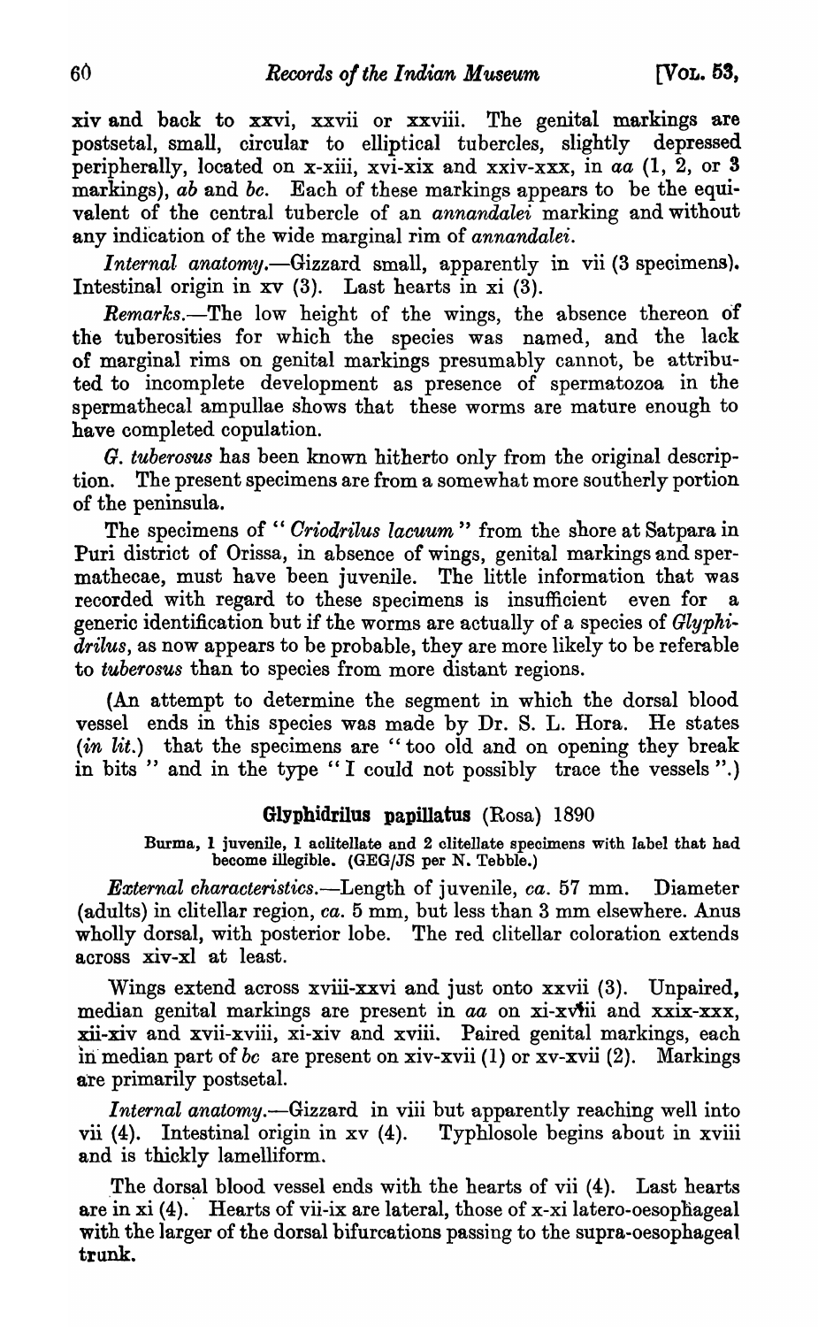xiv and back to xxvi, xxvii or xxviii. The genital markings are postsetal, small, circular to elliptical tubercles, slightly depressed peripherally, located on x-xiii, xvi-xix and xxiv-xxx, in *aa* (1, 2, or 3 markings), *ab* and *bc*. Each of these markings appears to be the equivalent of the central tubercle of an *annandalei* marking and without any indication of the wide marginal rim of *annandalei*.

*Internal anatomy*.—Gizzard small, apparently in vii (3 specimens). Intestinal origin in xv (3). Last hearts in xi (3).

*Remarks*.—The low height of the wings, the absence thereon of the tuberosities for which the species was named, and the lack of marginal rims on genital markings presumably cannot, be attributed to incomplete development as presence of spermatozoa in the spermathecal ampullae shows that these worms are mature enough to have completed copulation.

*G. tuberosus* has been known hitherto only from the original description. The present specimens are from a somewhat more southerly portion of the peninsula.

The specimens of "*Criodrilus lacuum*" from the shore at Satpara in Puri district of Orissa, in absence of wings, genital markings and spermathecae, must have been juvenile. The little information that was recorded with regard to these specimens is insufficient even for a generic identification but if the worms are actually of a species of *Glyphidrilus*, as now appears to be probable, they are more likely to be referable to *tuberosus* than to species from more distant regions.

(An attempt to determine the segment in which the dorsal blood vessel ends in this species was made by Dr. S. L. Hora. He states (*in lit.*) that the specimens are "too old and on opening they break in bits" and in the type "I could not possibly trace the vessels".)

## Glyphidrilus papillatus (Rosa) 1890

Burma, 1 juvenile, 1 aclitellate and 2 clitellate specimens with label that had become illegible. (GEG/JS per N. Tebble.)

*External characteristics*.—Length of juvenile, *ca*. 57 mm. Diameter (adults) in clitellar region, *ca*. 5 mm, but less than 3 mm elsewhere. Anus wholly dorsal, with posterior lobe. The red clitellar coloration extends across xiv-xl at least.

Wings extend across xviii-xxvi and just onto xxvii (3). Unpaired, median genital markings are present in *aa* on xi-xviii and xxix-xxx, xii-xiv and xvii-xviii, xi-xiv and xviii. Paired genital markings, each in median part of *bc* are present on xiv-xvii (1) or xv-xvii (2). Markings are primarily postsetal.

*Internal anatomy*.—Gizzard in viii but apparently reaching well into vii (4). Intestinal origin in xv (4). Typhlosole begins about in xviii and is thickly lamelliform.

The dorsal blood vessel ends with the hearts of vii (4). Last hearts are in xi (4). Hearts of vii-ix are lateral, those of x-xi latero-oesophageal with the larger of the dorsal bifurcations passing to the supra-oesophageal trunk.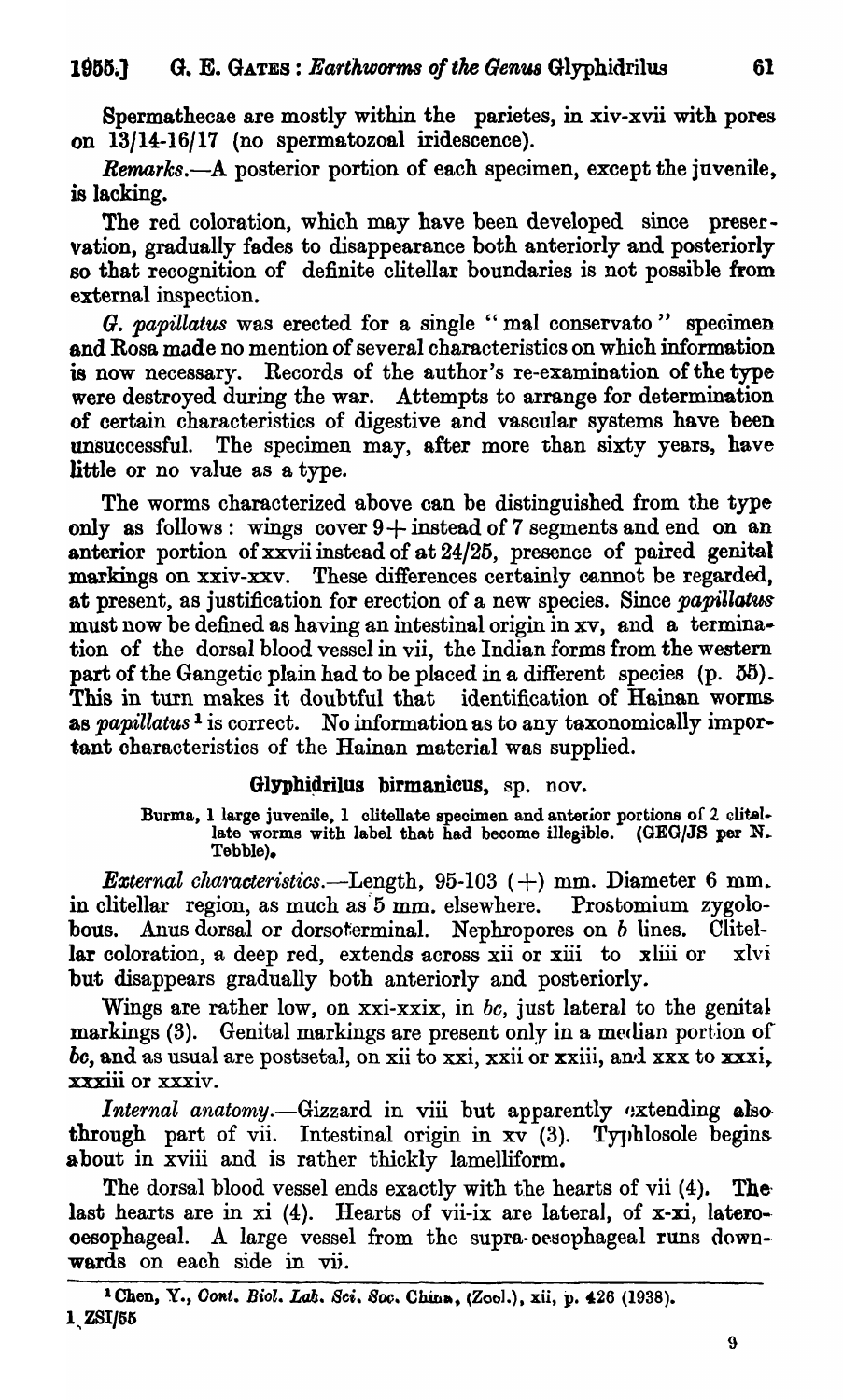Spermathecae are mostly within the parietes, in xiv-xvii with pores on 13/14-16/17 (no spermatozoal iridescence).

*Remarks*.—A posterior portion of each specimen, except the juvenile, is lacking.

The red coloration, which may have been developed since preservation, gradually fades to disappearance both anteriorly and posteriorly so that recognition of definite clitellar boundaries is not possible from external inspection.

*G. papillatus* was erected for a single "mal conservato" specimen and Rosa made no mention of several characteristics on which information is now necessary. Records of the author's re-examination of the type were destroyed during the war. Attempts to arrange for determination of certain characteristics of digestive and vascular systems have been unsuccessful. The specimen may, after more than sixty years, have little or no value as a type.

The worms characterized above can be distinguished from the type only as follows: wings cover 9+ instead of 7 segments and end on an anterior portion of xxvii instead of at 24/25, presence of paired genital markings on xxiv-xxv. These differences certainly cannot be regarded, at present, as justification for erection of a new species. Since *papillatus* must now be defined as having an intestinal origin in xv, and a termination of the dorsal blood vessel in vii, the Indian forms from the western part of the Gangetic plain had to be placed in a different species (p. 55). This in turn makes it doubtful that identification of Hainan worms as *papillatus*[1] is correct. No information as to any taxonomically important characteristics of the Hainan material was supplied.

## Glyphidrilus birmanicus, sp. nov.

Burma, 1 large juvenile, 1 clitellate specimen and anterior portions of 2 clitellate worms with label that had become illegible. (GEG/JS per N. Tebble).

*External characteristics*.—Length, 95-103 (+) mm. Diameter 6 mm. in clitellar region, as much as 5 mm. elsewhere. Prostomium zygolobous. Anus dorsal or dorsoterminal. Nephropores on *b* lines. Clitellar coloration, a deep red, extends across xii or xiii to xliii or xlvi but disappears gradually both anteriorly and posteriorly.

Wings are rather low, on xxi-xxix, in *bc*, just lateral to the genital markings (3). Genital markings are present only in a median portion of *bc*, and as usual are postsetal, on xii to xxi, xxii or xxiii, and xxx to xxxi, xxxiii or xxxiv.

*Internal anatomy*.—Gizzard in viii but apparently extending also through part of vii. Intestinal origin in xv (3). Typhlosole begins about in xviii and is rather thickly lamelliform.

The dorsal blood vessel ends exactly with the hearts of vii (4). The last hearts are in xi (4). Hearts of vii-ix are lateral, of x-xi, laterooesophageal. A large vessel from the supra-oesophageal runs downwards on each side in vii.

---

[1] Chen, Y., *Cont. Biol. Lab. Sci. Soc. China*, (Zool.), xii, p. 426 (1938).

1 ZSI/55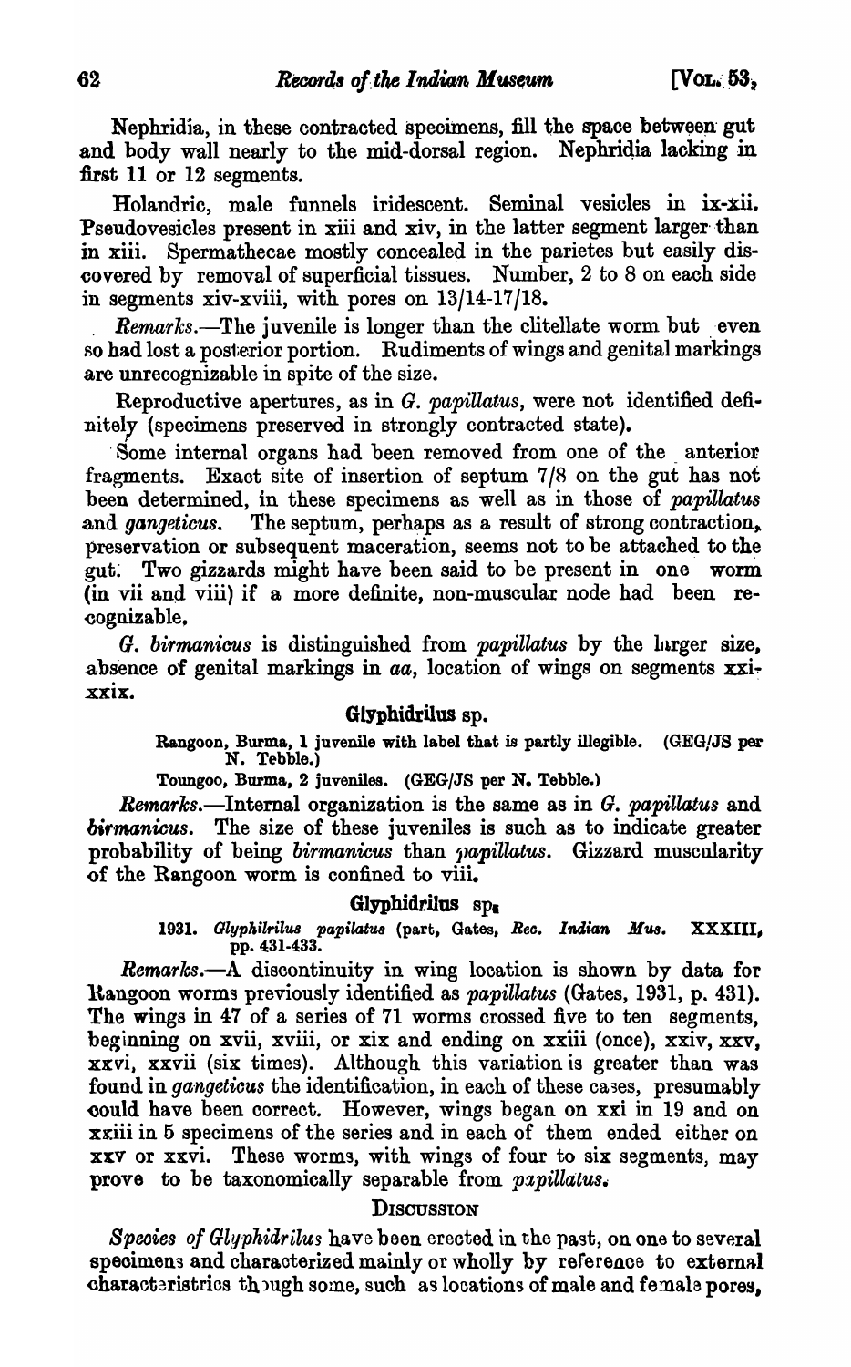Nephridia, in these contracted specimens, fill the space between gut and body wall nearly to the mid-dorsal region. Nephridia lacking in first 11 or 12 segments.

Holandric, male funnels iridescent. Seminal vesicles in ix-xii. Pseudovesicles present in xiii and xiv, in the latter segment larger than in xiii. Spermathecae mostly concealed in the parietes but easily discovered by removal of superficial tissues. Number, 2 to 8 on each side in segments xiv-xviii, with pores on 13/14-17/18.

*Remarks*.—The juvenile is longer than the clitellate worm but even so had lost a posterior portion. Rudiments of wings and genital markings are unrecognizable in spite of the size.

Reproductive apertures, as in *G. papillatus*, were not identified definitely (specimens preserved in strongly contracted state).

Some internal organs had been removed from one of the anterior fragments. Exact site of insertion of septum 7/8 on the gut has not been determined, in these specimens as well as in those of *papillatus* and *gangeticus*. The septum, perhaps as a result of strong contraction, preservation or subsequent maceration, seems not to be attached to the gut. Two gizzards might have been said to be present in one worm (in vii and viii) if a more definite, non-muscular node had been recognizable.

*G. birmanicus* is distinguished from *papillatus* by the larger size, absence of genital markings in *aa*, location of wings on segments xxi-xxix.

### **Glyphidrilus** sp.

Rangoon, Burma, 1 juvenile with label that is partly illegible. (GEG/JS per N. Tebble.)

Toungoo, Burma, 2 juveniles. (GEG/JS per N. Tebble.)

*Remarks*.—Internal organization is the same as in *G. papillatus* and *birmanicus*. The size of these juveniles is such as to indicate greater probability of being *birmanicus* than *papillatus*. Gizzard muscularity of the Rangoon worm is confined to viii.

### **Glyphidrilus** sp.

1931. *Glyphilrilus papilatus* (part, Gates, *Rec. Indian Mus.* XXXIII, pp. 431-433.

*Remarks*.—A discontinuity in wing location is shown by data for Rangoon worms previously identified as *papillatus* (Gates, 1931, p. 431). The wings in 47 of a series of 71 worms crossed five to ten segments, beginning on xvii, xviii, or xix and ending on xxiii (once), xxiv, xxv, xxvi, xxvii (six times). Although this variation is greater than was found in *gangeticus* the identification, in each of these cases, presumably could have been correct. However, wings began on xxi in 19 and on xxiii in 5 specimens of the series and in each of them ended either on xxv or xxvi. These worms, with wings of four to six segments, may prove to be taxonomically separable from *papillatus*.

## Discussion

*Species of Glyphidrilus* have been erected in the past, on one to several specimens and characterized mainly or wholly by reference to external characteristics though some, such as locations of male and female pores,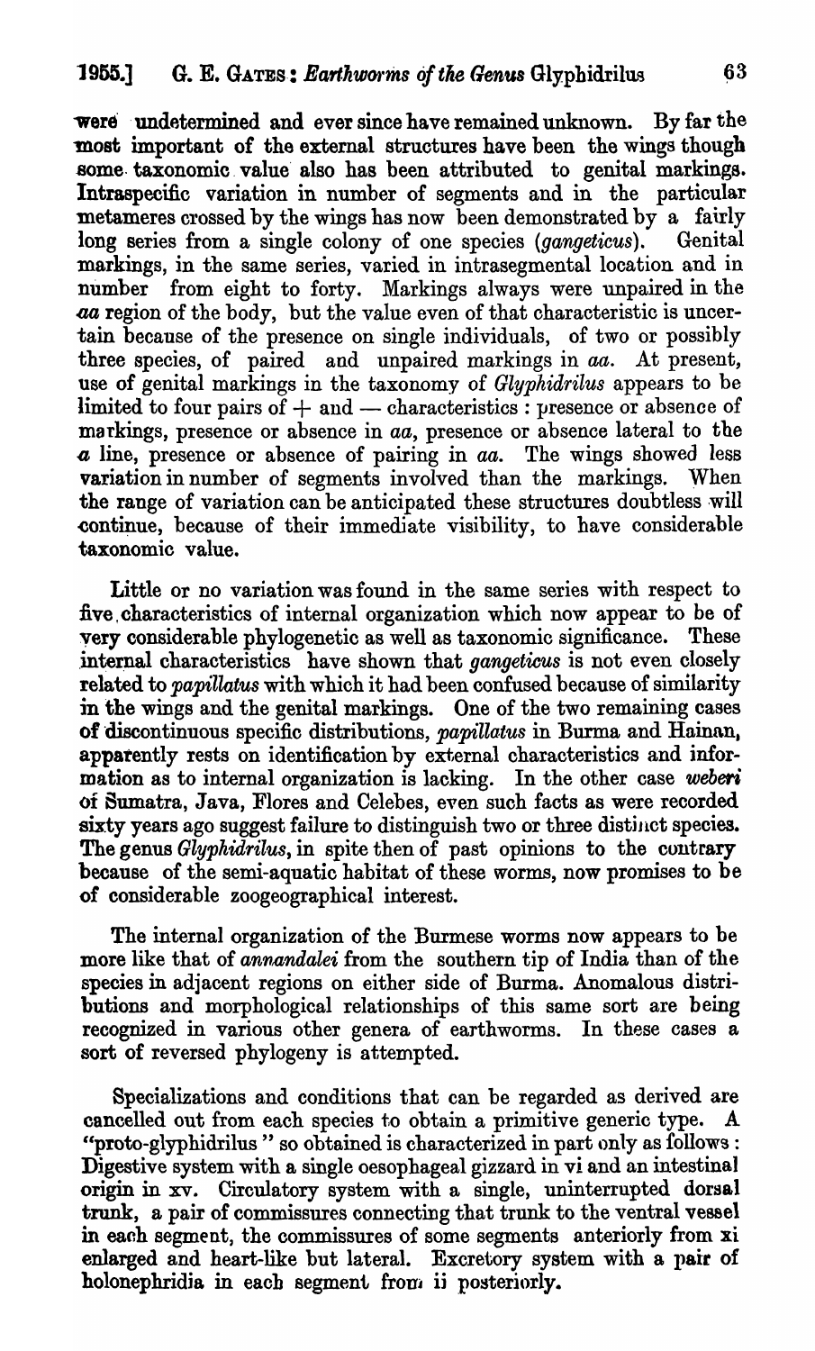were undetermined and ever since have remained unknown. By far the most important of the external structures have been the wings though some taxonomic value also has been attributed to genital markings. Intraspecific variation in number of segments and in the particular metameres crossed by the wings has now been demonstrated by a fairly long series from a single colony of one species (*gangeticus*). Genital markings, in the same series, varied in intrasegmental location and in number from eight to forty. Markings always were unpaired in the *aa* region of the body, but the value even of that characteristic is uncertain because of the presence on single individuals, of two or possibly three species, of paired and unpaired markings in *aa*. At present, use of genital markings in the taxonomy of *Glyphidrilus* appears to be limited to four pairs of + and — characteristics : presence or absence of markings, presence or absence in *aa*, presence or absence lateral to the *a* line, presence or absence of pairing in *aa*. The wings showed less variation in number of segments involved than the markings. When the range of variation can be anticipated these structures doubtless will continue, because of their immediate visibility, to have considerable taxonomic value.

Little or no variation was found in the same series with respect to five characteristics of internal organization which now appear to be of very considerable phylogenetic as well as taxonomic significance. These internal characteristics have shown that *gangeticus* is not even closely related to *papillatus* with which it had been confused because of similarity in the wings and the genital markings. One of the two remaining cases of discontinuous specific distributions, *papillatus* in Burma and Hainan, apparently rests on identification by external characteristics and information as to internal organization is lacking. In the other case *weberi* of Sumatra, Java, Flores and Celebes, even such facts as were recorded sixty years ago suggest failure to distinguish two or three distinct species. The genus *Glyphidrilus*, in spite then of past opinions to the contrary because of the semi-aquatic habitat of these worms, now promises to be of considerable zoogeographical interest.

The internal organization of the Burmese worms now appears to be more like that of *annandalei* from the southern tip of India than of the species in adjacent regions on either side of Burma. Anomalous distributions and morphological relationships of this same sort are being recognized in various other genera of earthworms. In these cases a sort of reversed phylogeny is attempted.

Specializations and conditions that can be regarded as derived are cancelled out from each species to obtain a primitive generic type. A "proto-glyphidrilus" so obtained is characterized in part only as follows : Digestive system with a single oesophageal gizzard in vi and an intestinal origin in xv. Circulatory system with a single, uninterrupted dorsal trunk, a pair of commissures connecting that trunk to the ventral vessel in each segment, the commissures of some segments anteriorly from xi enlarged and heart-like but lateral. Excretory system with a pair of holonephridia in each segment from ii posteriorly.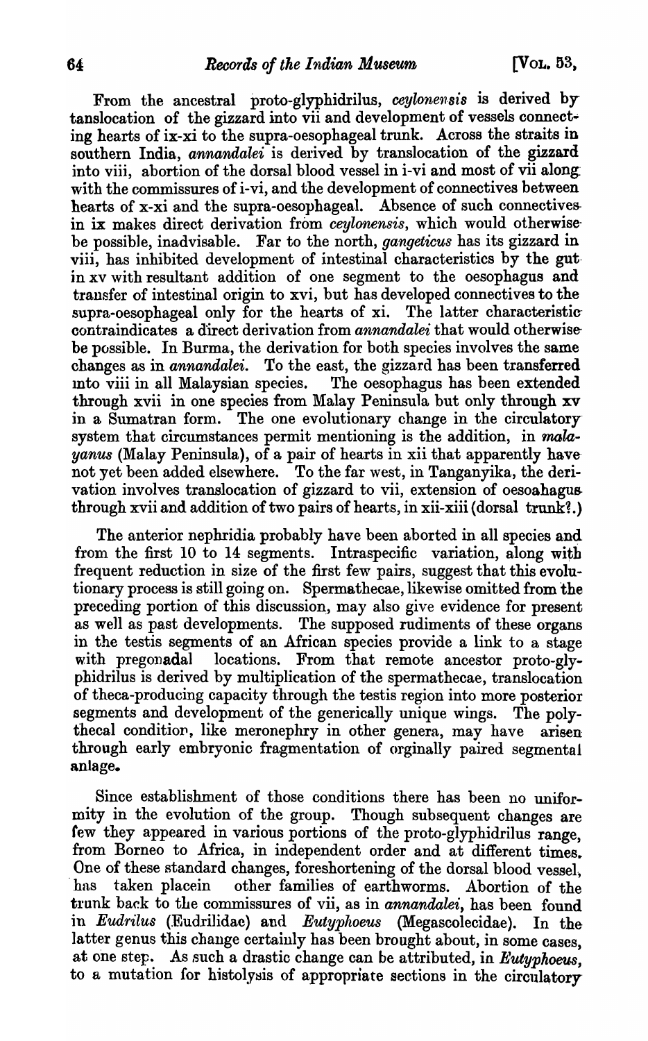From the ancestral proto-glyphidrilus, *ceylonensis* is derived by tanslocation of the gizzard into vii and development of vessels connecting hearts of ix-xi to the supra-oesophageal trunk. Across the straits in southern India, *annandalei* is derived by translocation of the gizzard into viii, abortion of the dorsal blood vessel in i-vi and most of vii along with the commissures of i-vi, and the development of connectives between hearts of x-xi and the supra-oesophageal. Absence of such connectives in ix makes direct derivation from *ceylonensis*, which would otherwise be possible, inadvisable. Far to the north, *gangeticus* has its gizzard in viii, has inhibited development of intestinal characteristics by the gut in xv with resultant addition of one segment to the oesophagus and transfer of intestinal origin to xvi, but has developed connectives to the supra-oesophageal only for the hearts of xi. The latter characteristic contraindicates a direct derivation from *annandalei* that would otherwise be possible. In Burma, the derivation for both species involves the same changes as in *annandalei*. To the east, the gizzard has been transferred into viii in all Malaysian species. The oesophagus has been extended through xvii in one species from Malay Peninsula but only through xv in a Sumatran form. The one evolutionary change in the circulatory system that circumstances permit mentioning is the addition, in *malayanus* (Malay Peninsula), of a pair of hearts in xii that apparently have not yet been added elsewhere. To the far west, in Tanganyika, the derivation involves translocation of gizzard to vii, extension of oesoahagus through xvii and addition of two pairs of hearts, in xii-xiii (dorsal trunk?.)

The anterior nephridia probably have been aborted in all species and from the first 10 to 14 segments. Intraspecific variation, along with frequent reduction in size of the first few pairs, suggest that this evolutionary process is still going on. Spermathecae, likewise omitted from the preceding portion of this discussion, may also give evidence for present as well as past developments. The supposed rudiments of these organs in the testis segments of an African species provide a link to a stage with pregonadal locations. From that remote ancestor proto-glyphidrilus is derived by multiplication of the spermathecae, translocation of theca-producing capacity through the testis region into more posterior segments and development of the generically unique wings. The polythecal condition, like meronephry in other genera, may have arisen through early embryonic fragmentation of orginally paired segmental anlage.

Since establishment of those conditions there has been no uniformity in the evolution of the group. Though subsequent changes are few they appeared in various portions of the proto-glyphidrilus range, from Borneo to Africa, in independent order and at different times. One of these standard changes, foreshortening of the dorsal blood vessel, has taken placein other families of earthworms. Abortion of the trunk back to the commissures of vii, as in *annandalei*, has been found in *Eudrilus* (Eudrilidae) and *Eutyphoeus* (Megascolecidae). In the latter genus this change certainly has been brought about, in some cases, at one step. As such a drastic change can be attributed, in *Eutyphoeus*, to a mutation for histolysis of appropriate sections in the circulatory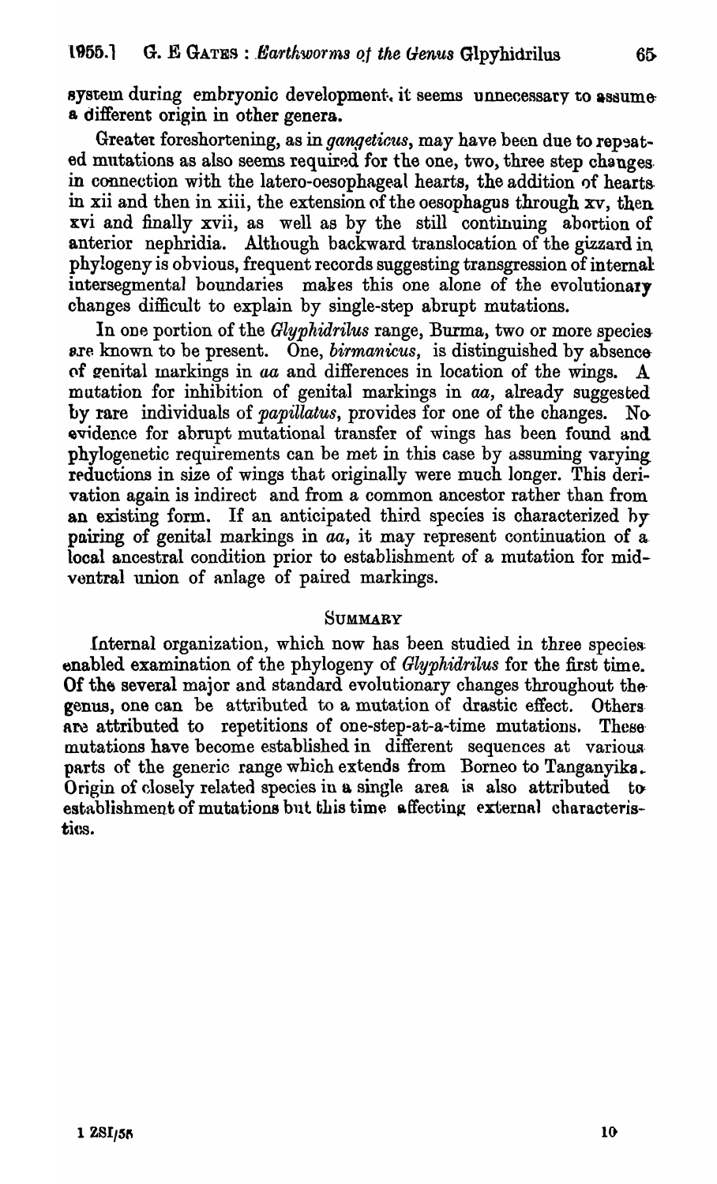system during embryonic development, it seems unnecessary to assume a different origin in other genera.

Greater foreshortening, as in *gangeticus*, may have been due to repeated mutations as also seems required for the one, two, three step changes in connection with the latero-oesophageal hearts, the addition of hearts in xii and then in xiii, the extension of the oesophagus through xv, then xvi and finally xvii, as well as by the still continuing abortion of anterior nephridia. Although backward translocation of the gizzard in phylogeny is obvious, frequent records suggesting transgression of internal intersegmental boundaries makes this one alone of the evolutionary changes difficult to explain by single-step abrupt mutations.

In one portion of the *Glyphidrilus* range, Burma, two or more species are known to be present. One, *birmanicus*, is distinguished by absence of genital markings in *aa* and differences in location of the wings. A mutation for inhibition of genital markings in *aa*, already suggested by rare individuals of *papillatus*, provides for one of the changes. No evidence for abrupt mutational transfer of wings has been found and phylogenetic requirements can be met in this case by assuming varying reductions in size of wings that originally were much longer. This derivation again is indirect and from a common ancestor rather than from an existing form. If an anticipated third species is characterized by pairing of genital markings in *aa*, it may represent continuation of a local ancestral condition prior to establishment of a mutation for mid-ventral union of anlage of paired markings.

## SUMMARY

Internal organization, which now has been studied in three species enabled examination of the phylogeny of *Glyphidrilus* for the first time. Of the several major and standard evolutionary changes throughout the genus, one can be attributed to a mutation of drastic effect. Others are attributed to repetitions of one-step-at-a-time mutations. These mutations have become established in different sequences at various parts of the generic range which extends from Borneo to Tanganyika. Origin of closely related species in a single area is also attributed to establishment of mutations but this time affecting external characteristics.